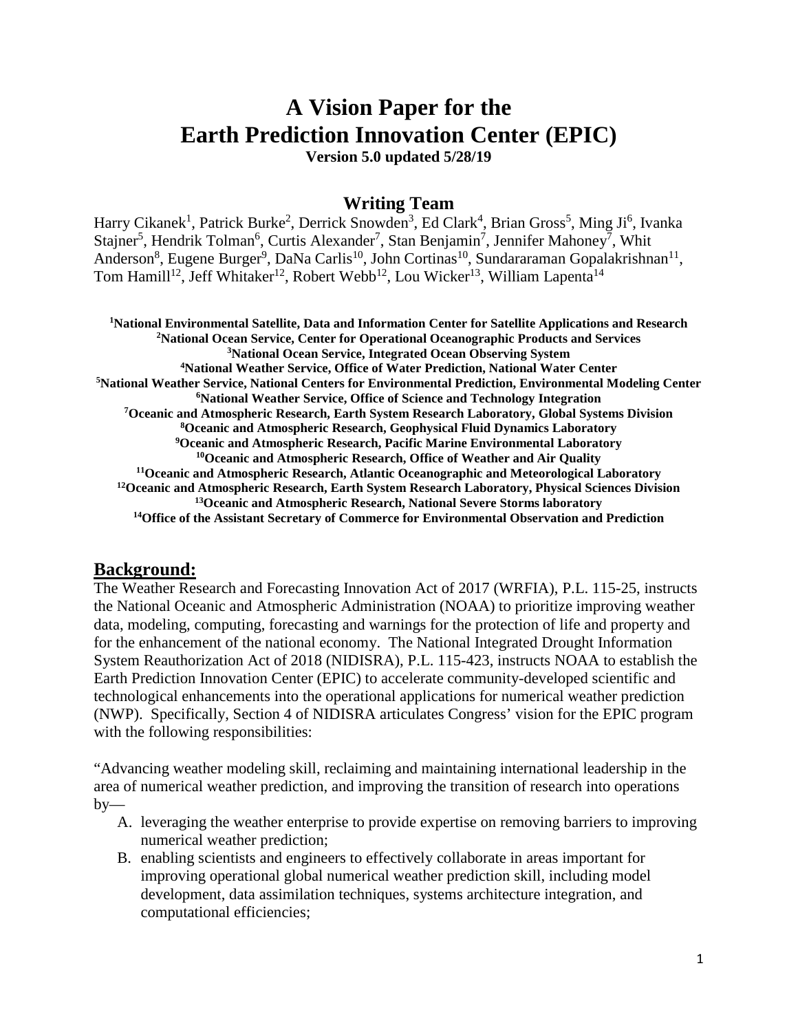# A Vision Paper for the Earth Prediction Innovation Center (EPIC)

**Version 5.0 updated 5/28/19**

## Writing Team

Harry Cikanek[1], Patrick Burke[2], Derrick Snowden[3], Ed Clark[4], Brian Gross[5], Ming Ji[6], Ivanka Stajner[5], Hendrik Tolman[6], Curtis Alexander[7], Stan Benjamin[7], Jennifer Mahoney[7], Whit Anderson[8], Eugene Burger[9], DaNa Carlis[10], John Cortinas[10], Sundararaman Gopalakrishnan[11], Tom Hamill[12], Jeff Whitaker[12], Robert Webb[12], Lou Wicker[13], William Lapenta[14]

**[1]National Environmental Satellite, Data and Information Center for Satellite Applications and Research**
**[2]National Ocean Service, Center for Operational Oceanographic Products and Services**
**[3]National Ocean Service, Integrated Ocean Observing System**
**[4]National Weather Service, Office of Water Prediction, National Water Center**
**[5]National Weather Service, National Centers for Environmental Prediction, Environmental Modeling Center**
**[6]National Weather Service, Office of Science and Technology Integration**
**[7]Oceanic and Atmospheric Research, Earth System Research Laboratory, Global Systems Division**
**[8]Oceanic and Atmospheric Research, Geophysical Fluid Dynamics Laboratory**
**[9]Oceanic and Atmospheric Research, Pacific Marine Environmental Laboratory**
**[10]Oceanic and Atmospheric Research, Office of Weather and Air Quality**
**[11]Oceanic and Atmospheric Research, Atlantic Oceanographic and Meteorological Laboratory**
**[12]Oceanic and Atmospheric Research, Earth System Research Laboratory, Physical Sciences Division**
**[13]Oceanic and Atmospheric Research, National Severe Storms laboratory**
**[14]Office of the Assistant Secretary of Commerce for Environmental Observation and Prediction**

## Background:

The Weather Research and Forecasting Innovation Act of 2017 (WRFIA), P.L. 115-25, instructs the National Oceanic and Atmospheric Administration (NOAA) to prioritize improving weather data, modeling, computing, forecasting and warnings for the protection of life and property and for the enhancement of the national economy. The National Integrated Drought Information System Reauthorization Act of 2018 (NIDISRA), P.L. 115-423, instructs NOAA to establish the Earth Prediction Innovation Center (EPIC) to accelerate community-developed scientific and technological enhancements into the operational applications for numerical weather prediction (NWP). Specifically, Section 4 of NIDISRA articulates Congress' vision for the EPIC program with the following responsibilities:

"Advancing weather modeling skill, reclaiming and maintaining international leadership in the area of numerical weather prediction, and improving the transition of research into operations by—

A. leveraging the weather enterprise to provide expertise on removing barriers to improving numerical weather prediction;
B. enabling scientists and engineers to effectively collaborate in areas important for improving operational global numerical weather prediction skill, including model development, data assimilation techniques, systems architecture integration, and computational efficiencies;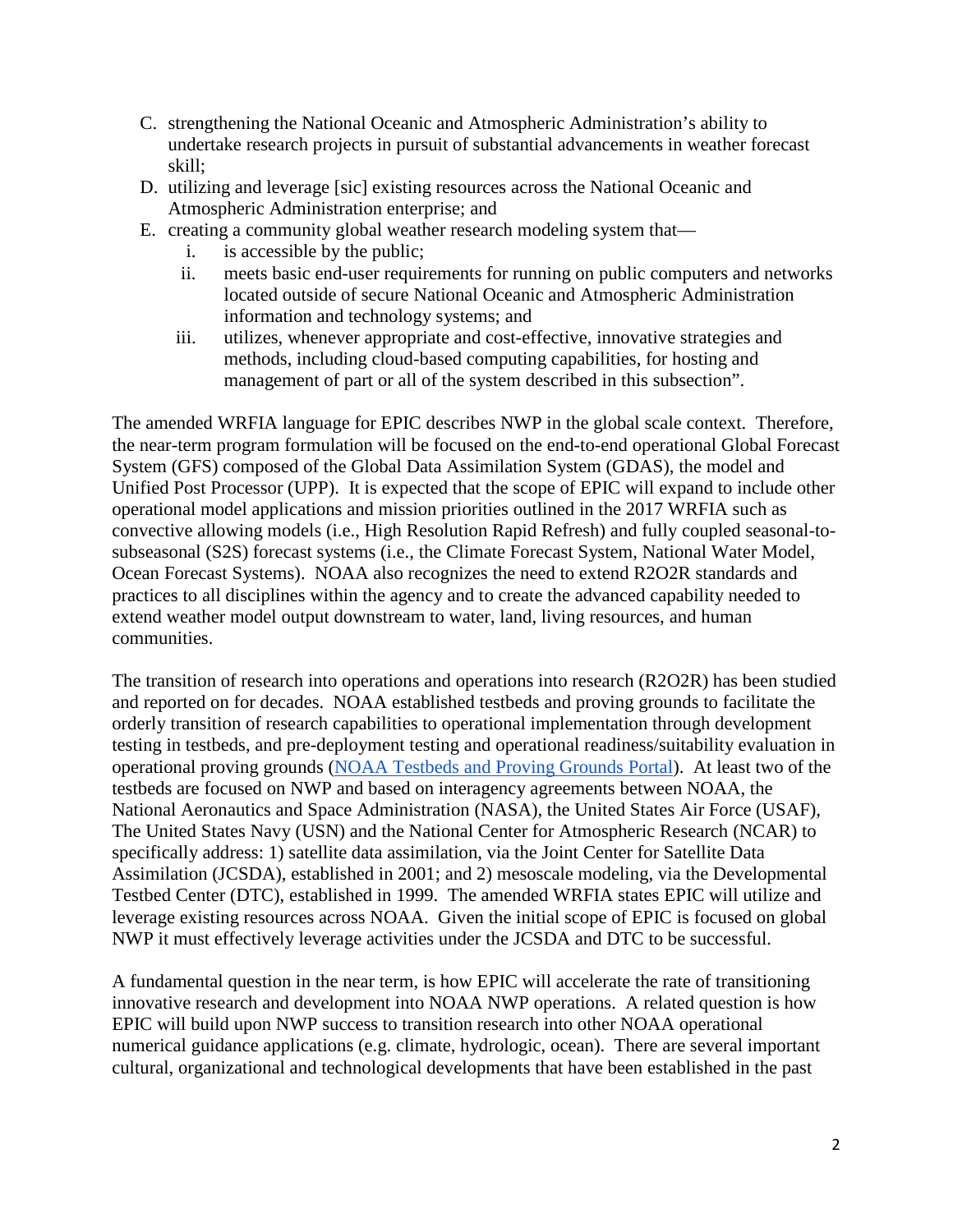C. strengthening the National Oceanic and Atmospheric Administration's ability to undertake research projects in pursuit of substantial advancements in weather forecast skill;

D. utilizing and leverage [sic] existing resources across the National Oceanic and Atmospheric Administration enterprise; and

E. creating a community global weather research modeling system that—
   i. is accessible by the public;
   ii. meets basic end-user requirements for running on public computers and networks located outside of secure National Oceanic and Atmospheric Administration information and technology systems; and
   iii. utilizes, whenever appropriate and cost-effective, innovative strategies and methods, including cloud-based computing capabilities, for hosting and management of part or all of the system described in this subsection".

The amended WRFIA language for EPIC describes NWP in the global scale context. Therefore, the near-term program formulation will be focused on the end-to-end operational Global Forecast System (GFS) composed of the Global Data Assimilation System (GDAS), the model and Unified Post Processor (UPP). It is expected that the scope of EPIC will expand to include other operational model applications and mission priorities outlined in the 2017 WRFIA such as convective allowing models (i.e., High Resolution Rapid Refresh) and fully coupled seasonal-to-subseasonal (S2S) forecast systems (i.e., the Climate Forecast System, National Water Model, Ocean Forecast Systems). NOAA also recognizes the need to extend R2O2R standards and practices to all disciplines within the agency and to create the advanced capability needed to extend weather model output downstream to water, land, living resources, and human communities.

The transition of research into operations and operations into research (R2O2R) has been studied and reported on for decades. NOAA established testbeds and proving grounds to facilitate the orderly transition of research capabilities to operational implementation through development testing in testbeds, and pre-deployment testing and operational readiness/suitability evaluation in operational proving grounds (NOAA Testbeds and Proving Grounds Portal). At least two of the testbeds are focused on NWP and based on interagency agreements between NOAA, the National Aeronautics and Space Administration (NASA), the United States Air Force (USAF), The United States Navy (USN) and the National Center for Atmospheric Research (NCAR) to specifically address: 1) satellite data assimilation, via the Joint Center for Satellite Data Assimilation (JCSDA), established in 2001; and 2) mesoscale modeling, via the Developmental Testbed Center (DTC), established in 1999. The amended WRFIA states EPIC will utilize and leverage existing resources across NOAA. Given the initial scope of EPIC is focused on global NWP it must effectively leverage activities under the JCSDA and DTC to be successful.

A fundamental question in the near term, is how EPIC will accelerate the rate of transitioning innovative research and development into NOAA NWP operations. A related question is how EPIC will build upon NWP success to transition research into other NOAA operational numerical guidance applications (e.g. climate, hydrologic, ocean). There are several important cultural, organizational and technological developments that have been established in the past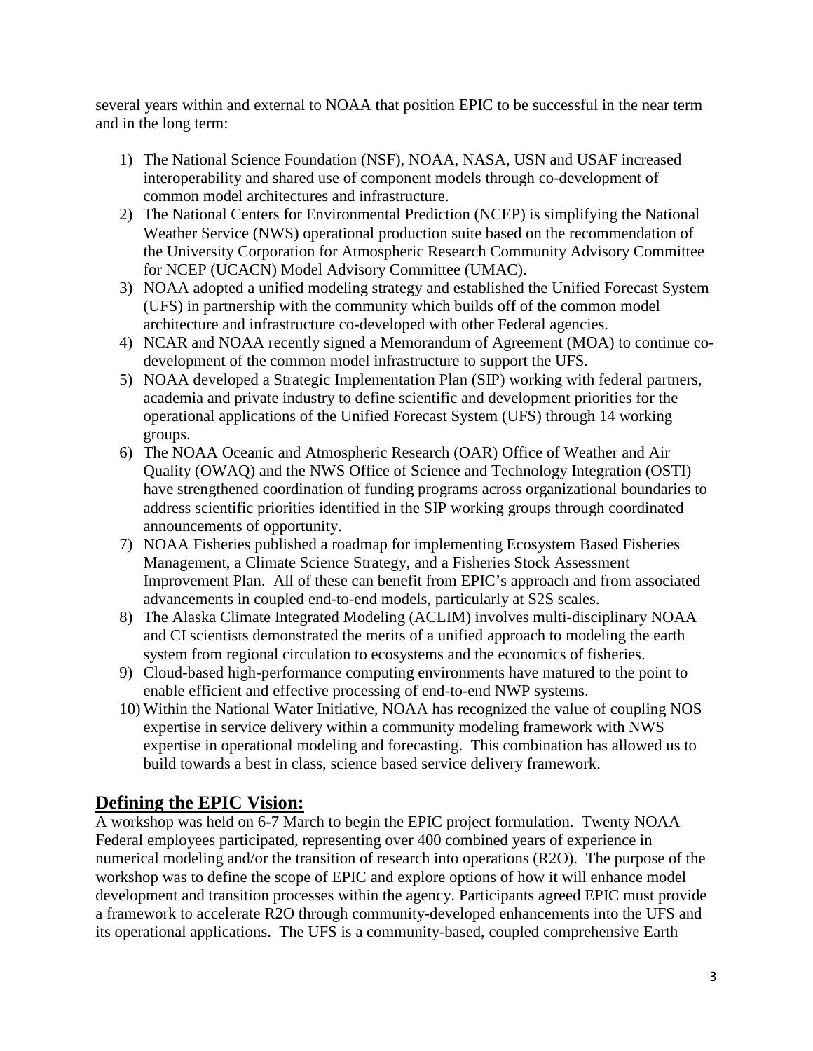several years within and external to NOAA that position EPIC to be successful in the near term and in the long term:

1) The National Science Foundation (NSF), NOAA, NASA, USN and USAF increased interoperability and shared use of component models through co-development of common model architectures and infrastructure.
2) The National Centers for Environmental Prediction (NCEP) is simplifying the National Weather Service (NWS) operational production suite based on the recommendation of the University Corporation for Atmospheric Research Community Advisory Committee for NCEP (UCACN) Model Advisory Committee (UMAC).
3) NOAA adopted a unified modeling strategy and established the Unified Forecast System (UFS) in partnership with the community which builds off of the common model architecture and infrastructure co-developed with other Federal agencies.
4) NCAR and NOAA recently signed a Memorandum of Agreement (MOA) to continue co-development of the common model infrastructure to support the UFS.
5) NOAA developed a Strategic Implementation Plan (SIP) working with federal partners, academia and private industry to define scientific and development priorities for the operational applications of the Unified Forecast System (UFS) through 14 working groups.
6) The NOAA Oceanic and Atmospheric Research (OAR) Office of Weather and Air Quality (OWAQ) and the NWS Office of Science and Technology Integration (OSTI) have strengthened coordination of funding programs across organizational boundaries to address scientific priorities identified in the SIP working groups through coordinated announcements of opportunity.
7) NOAA Fisheries published a roadmap for implementing Ecosystem Based Fisheries Management, a Climate Science Strategy, and a Fisheries Stock Assessment Improvement Plan. All of these can benefit from EPIC's approach and from associated advancements in coupled end-to-end models, particularly at S2S scales.
8) The Alaska Climate Integrated Modeling (ACLIM) involves multi-disciplinary NOAA and CI scientists demonstrated the merits of a unified approach to modeling the earth system from regional circulation to ecosystems and the economics of fisheries.
9) Cloud-based high-performance computing environments have matured to the point to enable efficient and effective processing of end-to-end NWP systems.
10) Within the National Water Initiative, NOAA has recognized the value of coupling NOS expertise in service delivery within a community modeling framework with NWS expertise in operational modeling and forecasting. This combination has allowed us to build towards a best in class, science based service delivery framework.

## Defining the EPIC Vision:

A workshop was held on 6-7 March to begin the EPIC project formulation. Twenty NOAA Federal employees participated, representing over 400 combined years of experience in numerical modeling and/or the transition of research into operations (R2O). The purpose of the workshop was to define the scope of EPIC and explore options of how it will enhance model development and transition processes within the agency. Participants agreed EPIC must provide a framework to accelerate R2O through community-developed enhancements into the UFS and its operational applications. The UFS is a community-based, coupled comprehensive Earth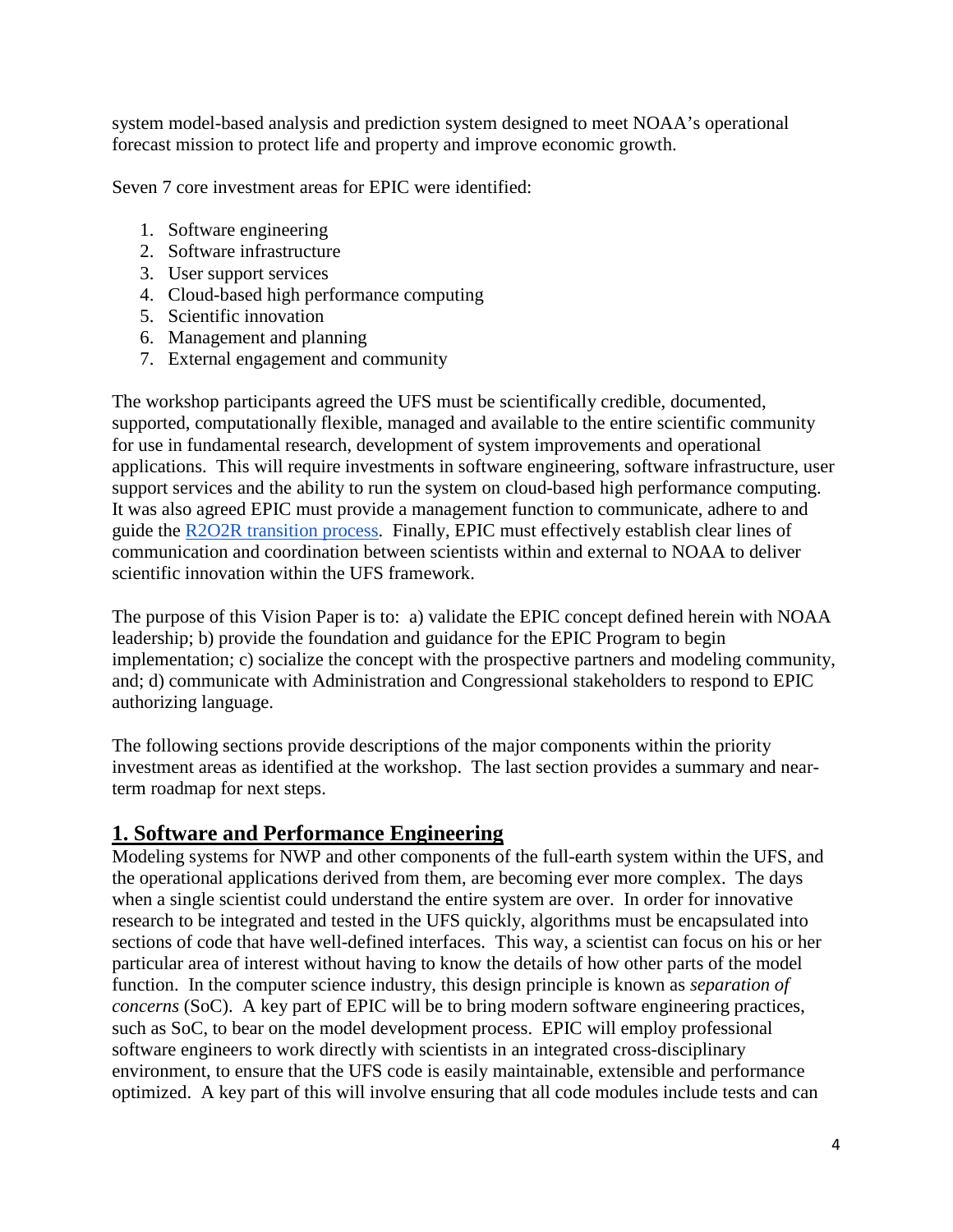system model-based analysis and prediction system designed to meet NOAA's operational forecast mission to protect life and property and improve economic growth.

Seven 7 core investment areas for EPIC were identified:

1. Software engineering
2. Software infrastructure
3. User support services
4. Cloud-based high performance computing
5. Scientific innovation
6. Management and planning
7. External engagement and community

The workshop participants agreed the UFS must be scientifically credible, documented, supported, computationally flexible, managed and available to the entire scientific community for use in fundamental research, development of system improvements and operational applications. This will require investments in software engineering, software infrastructure, user support services and the ability to run the system on cloud-based high performance computing. It was also agreed EPIC must provide a management function to communicate, adhere to and guide the R2O2R transition process. Finally, EPIC must effectively establish clear lines of communication and coordination between scientists within and external to NOAA to deliver scientific innovation within the UFS framework.

The purpose of this Vision Paper is to: a) validate the EPIC concept defined herein with NOAA leadership; b) provide the foundation and guidance for the EPIC Program to begin implementation; c) socialize the concept with the prospective partners and modeling community, and; d) communicate with Administration and Congressional stakeholders to respond to EPIC authorizing language.

The following sections provide descriptions of the major components within the priority investment areas as identified at the workshop. The last section provides a summary and near-term roadmap for next steps.

## 1. Software and Performance Engineering

Modeling systems for NWP and other components of the full-earth system within the UFS, and the operational applications derived from them, are becoming ever more complex. The days when a single scientist could understand the entire system are over. In order for innovative research to be integrated and tested in the UFS quickly, algorithms must be encapsulated into sections of code that have well-defined interfaces. This way, a scientist can focus on his or her particular area of interest without having to know the details of how other parts of the model function. In the computer science industry, this design principle is known as *separation of concerns* (SoC). A key part of EPIC will be to bring modern software engineering practices, such as SoC, to bear on the model development process. EPIC will employ professional software engineers to work directly with scientists in an integrated cross-disciplinary environment, to ensure that the UFS code is easily maintainable, extensible and performance optimized. A key part of this will involve ensuring that all code modules include tests and can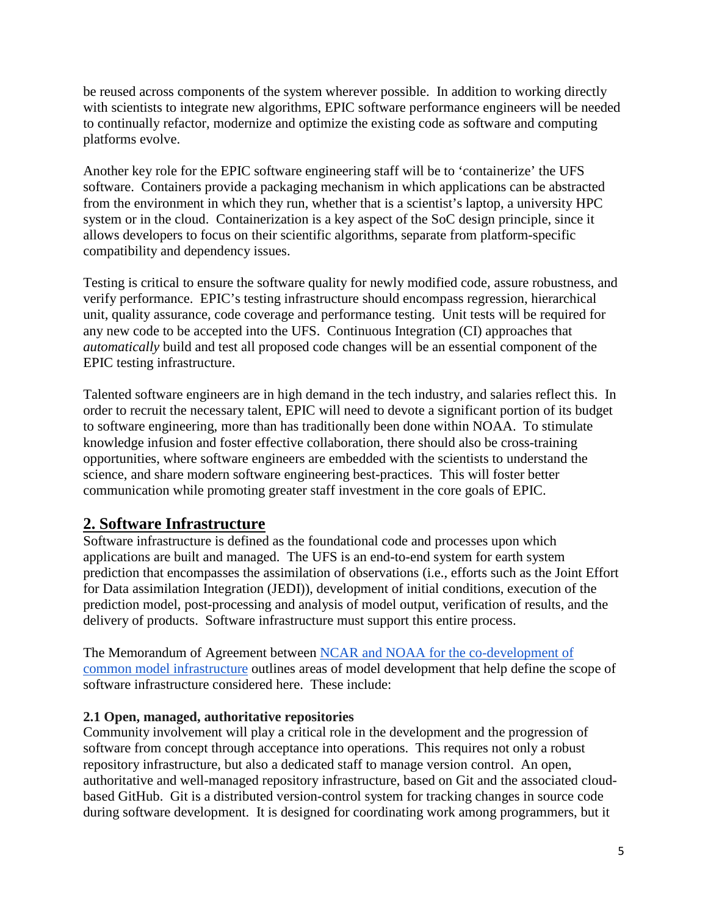be reused across components of the system wherever possible. In addition to working directly with scientists to integrate new algorithms, EPIC software performance engineers will be needed to continually refactor, modernize and optimize the existing code as software and computing platforms evolve.

Another key role for the EPIC software engineering staff will be to 'containerize' the UFS software. Containers provide a packaging mechanism in which applications can be abstracted from the environment in which they run, whether that is a scientist's laptop, a university HPC system or in the cloud. Containerization is a key aspect of the SoC design principle, since it allows developers to focus on their scientific algorithms, separate from platform-specific compatibility and dependency issues.

Testing is critical to ensure the software quality for newly modified code, assure robustness, and verify performance. EPIC's testing infrastructure should encompass regression, hierarchical unit, quality assurance, code coverage and performance testing. Unit tests will be required for any new code to be accepted into the UFS. Continuous Integration (CI) approaches that *automatically* build and test all proposed code changes will be an essential component of the EPIC testing infrastructure.

Talented software engineers are in high demand in the tech industry, and salaries reflect this. In order to recruit the necessary talent, EPIC will need to devote a significant portion of its budget to software engineering, more than has traditionally been done within NOAA. To stimulate knowledge infusion and foster effective collaboration, there should also be cross-training opportunities, where software engineers are embedded with the scientists to understand the science, and share modern software engineering best-practices. This will foster better communication while promoting greater staff investment in the core goals of EPIC.

## 2. Software Infrastructure

Software infrastructure is defined as the foundational code and processes upon which applications are built and managed. The UFS is an end-to-end system for earth system prediction that encompasses the assimilation of observations (i.e., efforts such as the Joint Effort for Data assimilation Integration (JEDI)), development of initial conditions, execution of the prediction model, post-processing and analysis of model output, verification of results, and the delivery of products. Software infrastructure must support this entire process.

The Memorandum of Agreement between NCAR and NOAA for the co-development of common model infrastructure outlines areas of model development that help define the scope of software infrastructure considered here. These include:

### 2.1 Open, managed, authoritative repositories

Community involvement will play a critical role in the development and the progression of software from concept through acceptance into operations. This requires not only a robust repository infrastructure, but also a dedicated staff to manage version control. An open, authoritative and well-managed repository infrastructure, based on Git and the associated cloud-based GitHub. Git is a distributed version-control system for tracking changes in source code during software development. It is designed for coordinating work among programmers, but it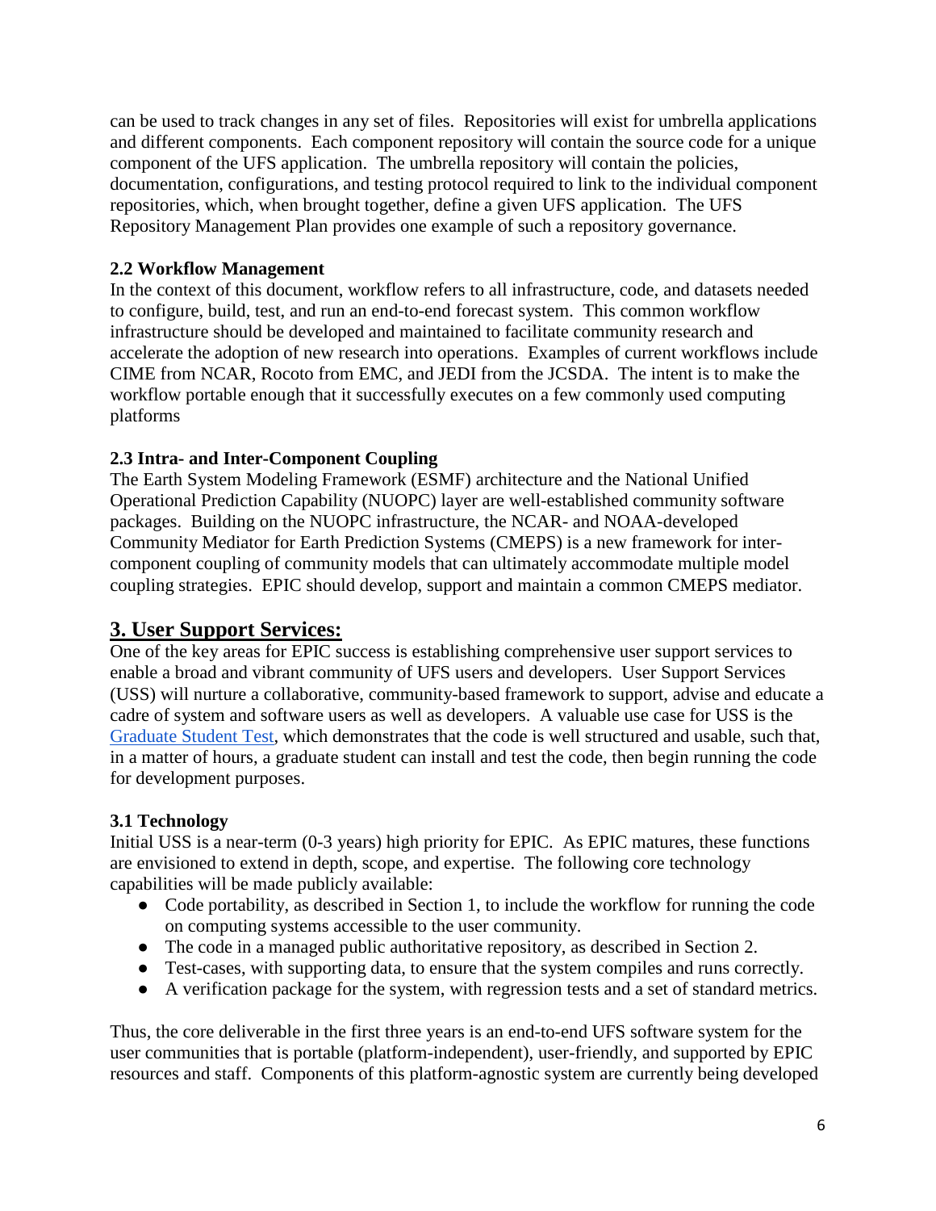can be used to track changes in any set of files. Repositories will exist for umbrella applications and different components. Each component repository will contain the source code for a unique component of the UFS application. The umbrella repository will contain the policies, documentation, configurations, and testing protocol required to link to the individual component repositories, which, when brought together, define a given UFS application. The UFS Repository Management Plan provides one example of such a repository governance.

### 2.2 Workflow Management

In the context of this document, workflow refers to all infrastructure, code, and datasets needed to configure, build, test, and run an end-to-end forecast system. This common workflow infrastructure should be developed and maintained to facilitate community research and accelerate the adoption of new research into operations. Examples of current workflows include CIME from NCAR, Rocoto from EMC, and JEDI from the JCSDA. The intent is to make the workflow portable enough that it successfully executes on a few commonly used computing platforms

### 2.3 Intra- and Inter-Component Coupling

The Earth System Modeling Framework (ESMF) architecture and the National Unified Operational Prediction Capability (NUOPC) layer are well-established community software packages. Building on the NUOPC infrastructure, the NCAR- and NOAA-developed Community Mediator for Earth Prediction Systems (CMEPS) is a new framework for inter-component coupling of community models that can ultimately accommodate multiple model coupling strategies. EPIC should develop, support and maintain a common CMEPS mediator.

## 3. User Support Services:

One of the key areas for EPIC success is establishing comprehensive user support services to enable a broad and vibrant community of UFS users and developers. User Support Services (USS) will nurture a collaborative, community-based framework to support, advise and educate a cadre of system and software users as well as developers. A valuable use case for USS is the Graduate Student Test, which demonstrates that the code is well structured and usable, such that, in a matter of hours, a graduate student can install and test the code, then begin running the code for development purposes.

### 3.1 Technology

Initial USS is a near-term (0-3 years) high priority for EPIC. As EPIC matures, these functions are envisioned to extend in depth, scope, and expertise. The following core technology capabilities will be made publicly available:

- Code portability, as described in Section 1, to include the workflow for running the code on computing systems accessible to the user community.
- The code in a managed public authoritative repository, as described in Section 2.
- Test-cases, with supporting data, to ensure that the system compiles and runs correctly.
- A verification package for the system, with regression tests and a set of standard metrics.

Thus, the core deliverable in the first three years is an end-to-end UFS software system for the user communities that is portable (platform-independent), user-friendly, and supported by EPIC resources and staff. Components of this platform-agnostic system are currently being developed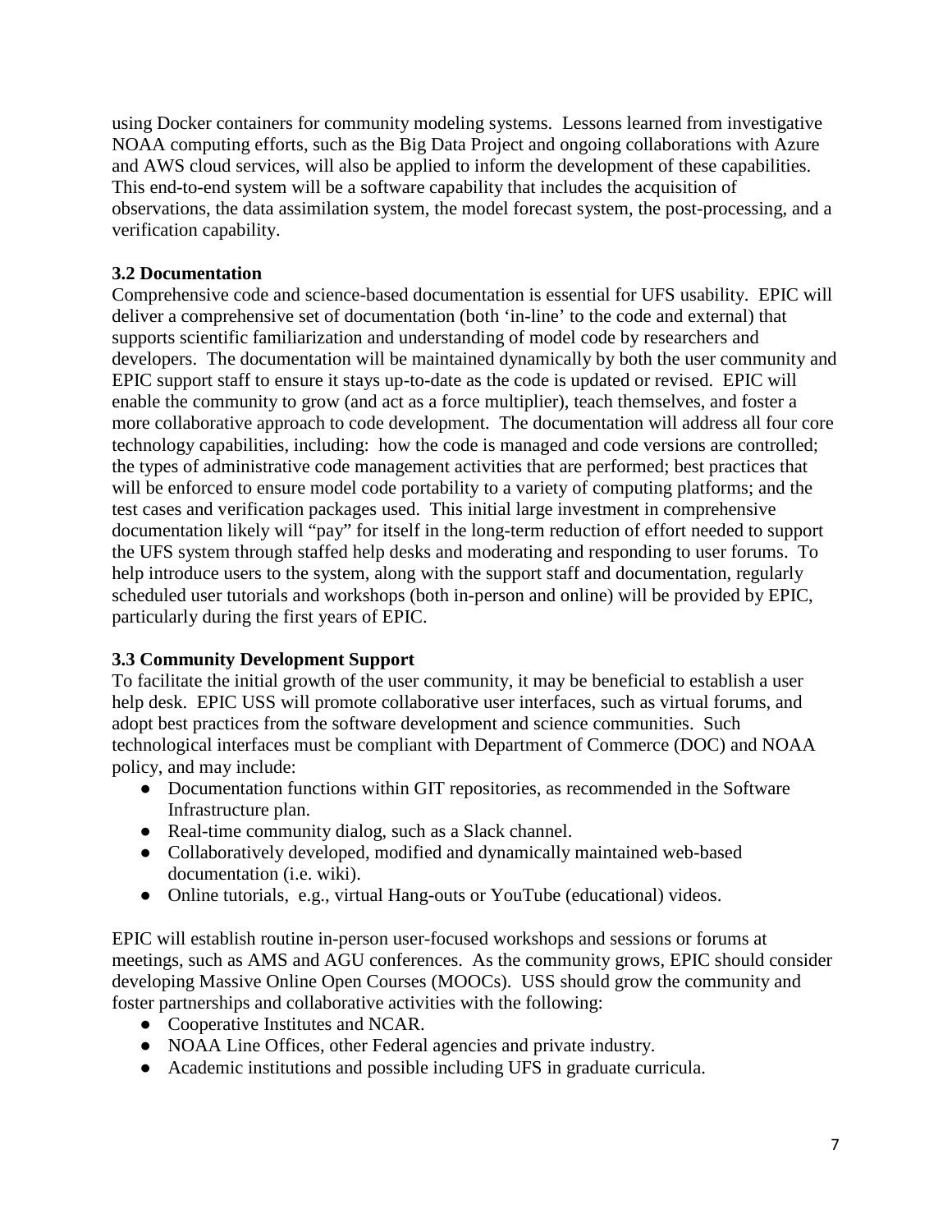using Docker containers for community modeling systems. Lessons learned from investigative NOAA computing efforts, such as the Big Data Project and ongoing collaborations with Azure and AWS cloud services, will also be applied to inform the development of these capabilities. This end-to-end system will be a software capability that includes the acquisition of observations, the data assimilation system, the model forecast system, the post-processing, and a verification capability.

### 3.2 Documentation

Comprehensive code and science-based documentation is essential for UFS usability. EPIC will deliver a comprehensive set of documentation (both 'in-line' to the code and external) that supports scientific familiarization and understanding of model code by researchers and developers. The documentation will be maintained dynamically by both the user community and EPIC support staff to ensure it stays up-to-date as the code is updated or revised. EPIC will enable the community to grow (and act as a force multiplier), teach themselves, and foster a more collaborative approach to code development. The documentation will address all four core technology capabilities, including: how the code is managed and code versions are controlled; the types of administrative code management activities that are performed; best practices that will be enforced to ensure model code portability to a variety of computing platforms; and the test cases and verification packages used. This initial large investment in comprehensive documentation likely will "pay" for itself in the long-term reduction of effort needed to support the UFS system through staffed help desks and moderating and responding to user forums. To help introduce users to the system, along with the support staff and documentation, regularly scheduled user tutorials and workshops (both in-person and online) will be provided by EPIC, particularly during the first years of EPIC.

### 3.3 Community Development Support

To facilitate the initial growth of the user community, it may be beneficial to establish a user help desk. EPIC USS will promote collaborative user interfaces, such as virtual forums, and adopt best practices from the software development and science communities. Such technological interfaces must be compliant with Department of Commerce (DOC) and NOAA policy, and may include:

- Documentation functions within GIT repositories, as recommended in the Software Infrastructure plan.
- Real-time community dialog, such as a Slack channel.
- Collaboratively developed, modified and dynamically maintained web-based documentation (i.e. wiki).
- Online tutorials, e.g., virtual Hang-outs or YouTube (educational) videos.

EPIC will establish routine in-person user-focused workshops and sessions or forums at meetings, such as AMS and AGU conferences. As the community grows, EPIC should consider developing Massive Online Open Courses (MOOCs). USS should grow the community and foster partnerships and collaborative activities with the following:

- Cooperative Institutes and NCAR.
- NOAA Line Offices, other Federal agencies and private industry.
- Academic institutions and possible including UFS in graduate curricula.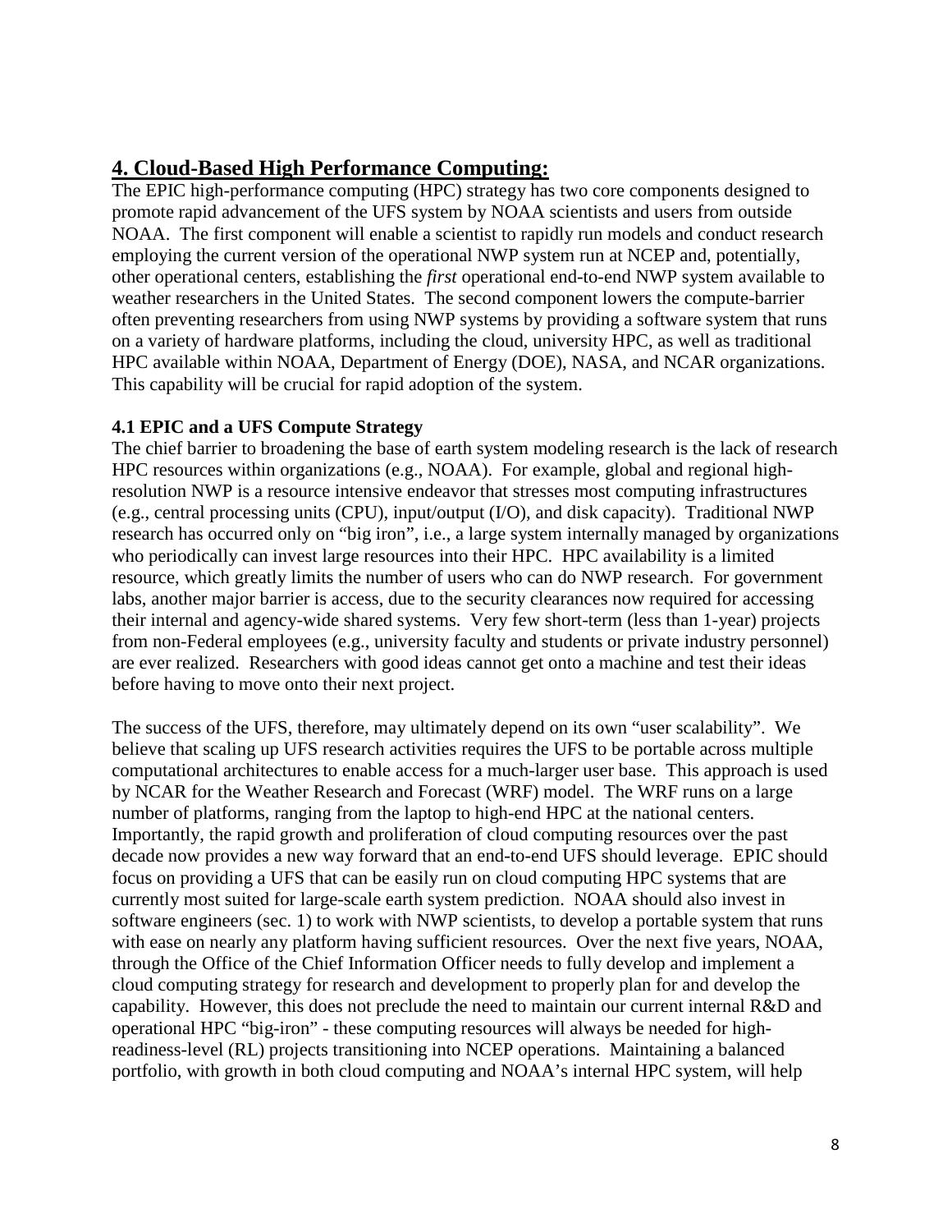## 4. Cloud-Based High Performance Computing:

The EPIC high-performance computing (HPC) strategy has two core components designed to promote rapid advancement of the UFS system by NOAA scientists and users from outside NOAA. The first component will enable a scientist to rapidly run models and conduct research employing the current version of the operational NWP system run at NCEP and, potentially, other operational centers, establishing the *first* operational end-to-end NWP system available to weather researchers in the United States. The second component lowers the compute-barrier often preventing researchers from using NWP systems by providing a software system that runs on a variety of hardware platforms, including the cloud, university HPC, as well as traditional HPC available within NOAA, Department of Energy (DOE), NASA, and NCAR organizations. This capability will be crucial for rapid adoption of the system.

### 4.1 EPIC and a UFS Compute Strategy

The chief barrier to broadening the base of earth system modeling research is the lack of research HPC resources within organizations (e.g., NOAA). For example, global and regional high-resolution NWP is a resource intensive endeavor that stresses most computing infrastructures (e.g., central processing units (CPU), input/output (I/O), and disk capacity). Traditional NWP research has occurred only on "big iron", i.e., a large system internally managed by organizations who periodically can invest large resources into their HPC. HPC availability is a limited resource, which greatly limits the number of users who can do NWP research. For government labs, another major barrier is access, due to the security clearances now required for accessing their internal and agency-wide shared systems. Very few short-term (less than 1-year) projects from non-Federal employees (e.g., university faculty and students or private industry personnel) are ever realized. Researchers with good ideas cannot get onto a machine and test their ideas before having to move onto their next project.

The success of the UFS, therefore, may ultimately depend on its own "user scalability". We believe that scaling up UFS research activities requires the UFS to be portable across multiple computational architectures to enable access for a much-larger user base. This approach is used by NCAR for the Weather Research and Forecast (WRF) model. The WRF runs on a large number of platforms, ranging from the laptop to high-end HPC at the national centers. Importantly, the rapid growth and proliferation of cloud computing resources over the past decade now provides a new way forward that an end-to-end UFS should leverage. EPIC should focus on providing a UFS that can be easily run on cloud computing HPC systems that are currently most suited for large-scale earth system prediction. NOAA should also invest in software engineers (sec. 1) to work with NWP scientists, to develop a portable system that runs with ease on nearly any platform having sufficient resources. Over the next five years, NOAA, through the Office of the Chief Information Officer needs to fully develop and implement a cloud computing strategy for research and development to properly plan for and develop the capability. However, this does not preclude the need to maintain our current internal R&D and operational HPC "big-iron" - these computing resources will always be needed for high-readiness-level (RL) projects transitioning into NCEP operations. Maintaining a balanced portfolio, with growth in both cloud computing and NOAA's internal HPC system, will help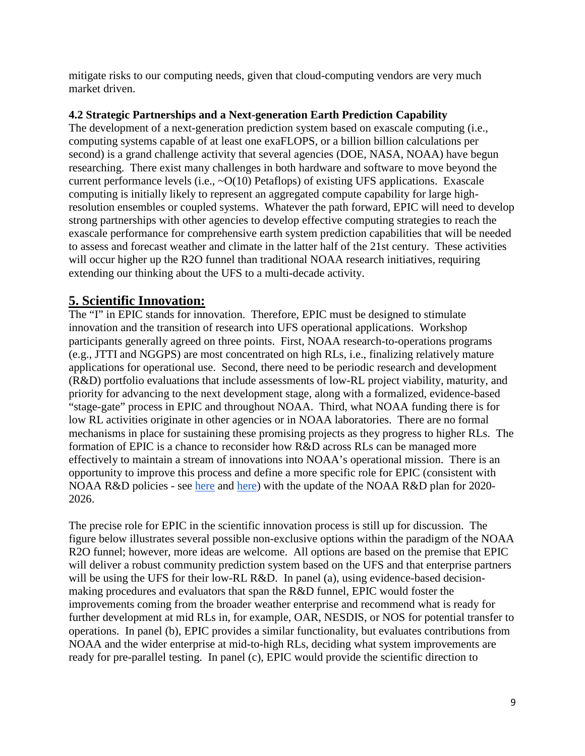mitigate risks to our computing needs, given that cloud-computing vendors are very much market driven.

### 4.2 Strategic Partnerships and a Next-generation Earth Prediction Capability

The development of a next-generation prediction system based on exascale computing (i.e., computing systems capable of at least one exaFLOPS, or a billion billion calculations per second) is a grand challenge activity that several agencies (DOE, NASA, NOAA) have begun researching. There exist many challenges in both hardware and software to move beyond the current performance levels (i.e., ~O(10) Petaflops) of existing UFS applications. Exascale computing is initially likely to represent an aggregated compute capability for large high-resolution ensembles or coupled systems. Whatever the path forward, EPIC will need to develop strong partnerships with other agencies to develop effective computing strategies to reach the exascale performance for comprehensive earth system prediction capabilities that will be needed to assess and forecast weather and climate in the latter half of the 21st century. These activities will occur higher up the R2O funnel than traditional NOAA research initiatives, requiring extending our thinking about the UFS to a multi-decade activity.

## 5. Scientific Innovation:

The "I" in EPIC stands for innovation. Therefore, EPIC must be designed to stimulate innovation and the transition of research into UFS operational applications. Workshop participants generally agreed on three points. First, NOAA research-to-operations programs (e.g., JTTI and NGGPS) are most concentrated on high RLs, i.e., finalizing relatively mature applications for operational use. Second, there need to be periodic research and development (R&D) portfolio evaluations that include assessments of low-RL project viability, maturity, and priority for advancing to the next development stage, along with a formalized, evidence-based "stage-gate" process in EPIC and throughout NOAA. Third, what NOAA funding there is for low RL activities originate in other agencies or in NOAA laboratories. There are no formal mechanisms in place for sustaining these promising projects as they progress to higher RLs. The formation of EPIC is a chance to reconsider how R&D across RLs can be managed more effectively to maintain a stream of innovations into NOAA's operational mission. There is an opportunity to improve this process and define a more specific role for EPIC (consistent with NOAA R&D policies - see here and here) with the update of the NOAA R&D plan for 2020-2026.

The precise role for EPIC in the scientific innovation process is still up for discussion. The figure below illustrates several possible non-exclusive options within the paradigm of the NOAA R2O funnel; however, more ideas are welcome. All options are based on the premise that EPIC will deliver a robust community prediction system based on the UFS and that enterprise partners will be using the UFS for their low-RL R&D. In panel (a), using evidence-based decision-making procedures and evaluators that span the R&D funnel, EPIC would foster the improvements coming from the broader weather enterprise and recommend what is ready for further development at mid RLs in, for example, OAR, NESDIS, or NOS for potential transfer to operations. In panel (b), EPIC provides a similar functionality, but evaluates contributions from NOAA and the wider enterprise at mid-to-high RLs, deciding what system improvements are ready for pre-parallel testing. In panel (c), EPIC would provide the scientific direction to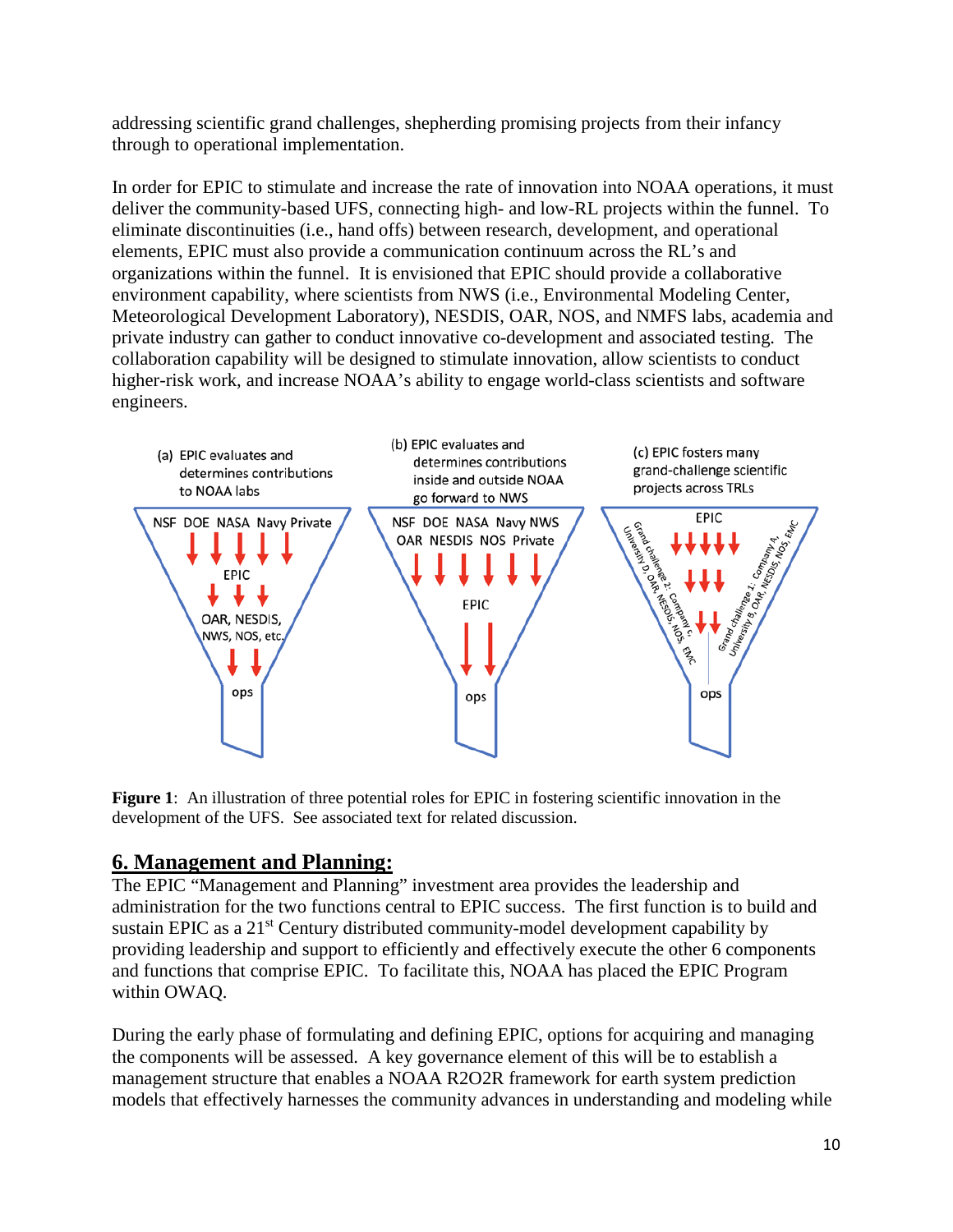addressing scientific grand challenges, shepherding promising projects from their infancy through to operational implementation.

In order for EPIC to stimulate and increase the rate of innovation into NOAA operations, it must deliver the community-based UFS, connecting high- and low-RL projects within the funnel. To eliminate discontinuities (i.e., hand offs) between research, development, and operational elements, EPIC must also provide a communication continuum across the RL's and organizations within the funnel. It is envisioned that EPIC should provide a collaborative environment capability, where scientists from NWS (i.e., Environmental Modeling Center, Meteorological Development Laboratory), NESDIS, OAR, NOS, and NMFS labs, academia and private industry can gather to conduct innovative co-development and associated testing. The collaboration capability will be designed to stimulate innovation, allow scientists to conduct higher-risk work, and increase NOAA's ability to engage world-class scientists and software engineers.

**Figure 1**: An illustration of three potential roles for EPIC in fostering scientific innovation in the development of the UFS. See associated text for related discussion.

## 6. Management and Planning:

The EPIC "Management and Planning" investment area provides the leadership and administration for the two functions central to EPIC success. The first function is to build and sustain EPIC as a 21st Century distributed community-model development capability by providing leadership and support to efficiently and effectively execute the other 6 components and functions that comprise EPIC. To facilitate this, NOAA has placed the EPIC Program within OWAQ.

During the early phase of formulating and defining EPIC, options for acquiring and managing the components will be assessed. A key governance element of this will be to establish a management structure that enables a NOAA R2O2R framework for earth system prediction models that effectively harnesses the community advances in understanding and modeling while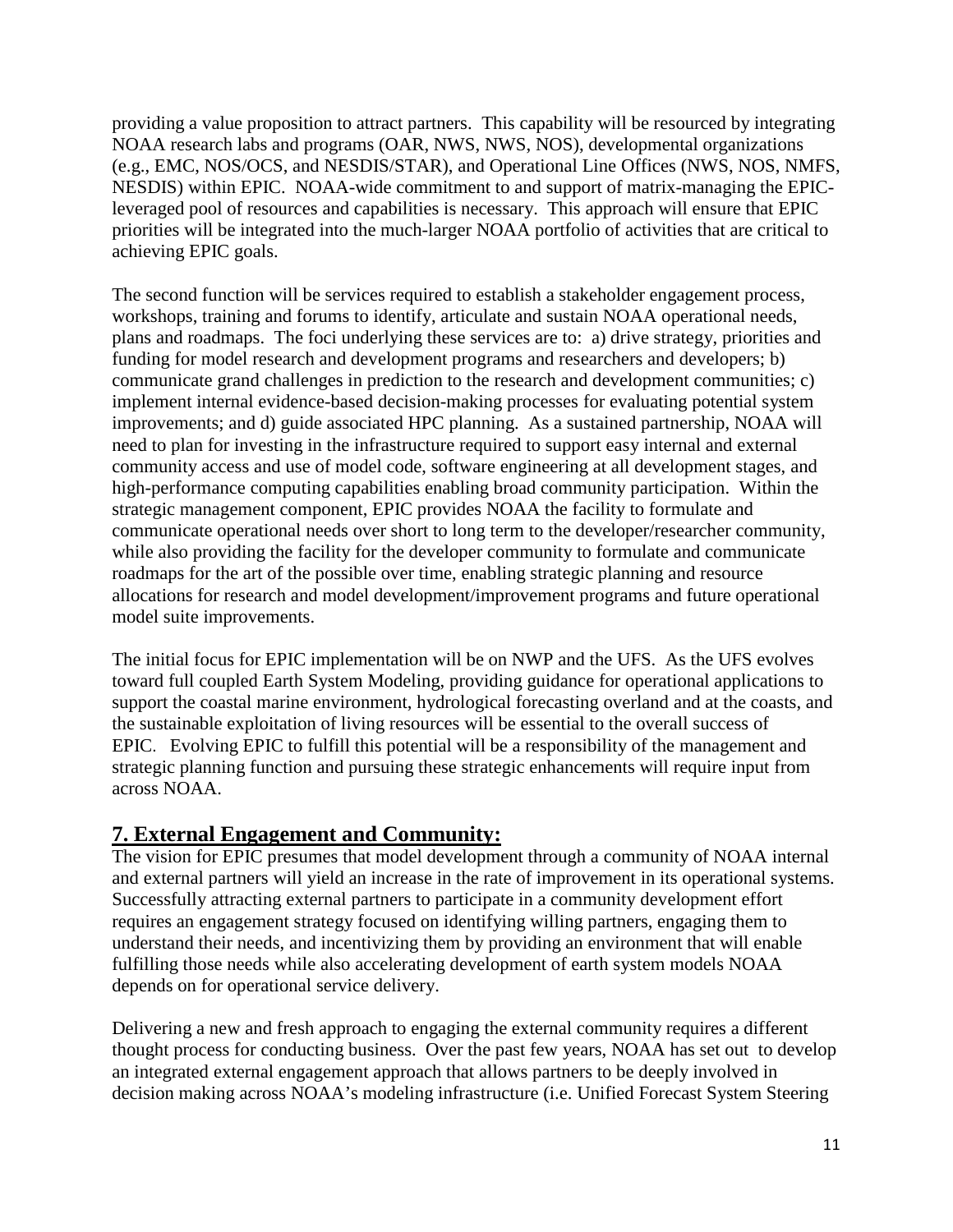providing a value proposition to attract partners. This capability will be resourced by integrating NOAA research labs and programs (OAR, NWS, NWS, NOS), developmental organizations (e.g., EMC, NOS/OCS, and NESDIS/STAR), and Operational Line Offices (NWS, NOS, NMFS, NESDIS) within EPIC. NOAA-wide commitment to and support of matrix-managing the EPIC-leveraged pool of resources and capabilities is necessary. This approach will ensure that EPIC priorities will be integrated into the much-larger NOAA portfolio of activities that are critical to achieving EPIC goals.

The second function will be services required to establish a stakeholder engagement process, workshops, training and forums to identify, articulate and sustain NOAA operational needs, plans and roadmaps. The foci underlying these services are to: a) drive strategy, priorities and funding for model research and development programs and researchers and developers; b) communicate grand challenges in prediction to the research and development communities; c) implement internal evidence-based decision-making processes for evaluating potential system improvements; and d) guide associated HPC planning. As a sustained partnership, NOAA will need to plan for investing in the infrastructure required to support easy internal and external community access and use of model code, software engineering at all development stages, and high-performance computing capabilities enabling broad community participation. Within the strategic management component, EPIC provides NOAA the facility to formulate and communicate operational needs over short to long term to the developer/researcher community, while also providing the facility for the developer community to formulate and communicate roadmaps for the art of the possible over time, enabling strategic planning and resource allocations for research and model development/improvement programs and future operational model suite improvements.

The initial focus for EPIC implementation will be on NWP and the UFS. As the UFS evolves toward full coupled Earth System Modeling, providing guidance for operational applications to support the coastal marine environment, hydrological forecasting overland and at the coasts, and the sustainable exploitation of living resources will be essential to the overall success of EPIC. Evolving EPIC to fulfill this potential will be a responsibility of the management and strategic planning function and pursuing these strategic enhancements will require input from across NOAA.

## 7. External Engagement and Community:

The vision for EPIC presumes that model development through a community of NOAA internal and external partners will yield an increase in the rate of improvement in its operational systems. Successfully attracting external partners to participate in a community development effort requires an engagement strategy focused on identifying willing partners, engaging them to understand their needs, and incentivizing them by providing an environment that will enable fulfilling those needs while also accelerating development of earth system models NOAA depends on for operational service delivery.

Delivering a new and fresh approach to engaging the external community requires a different thought process for conducting business. Over the past few years, NOAA has set out to develop an integrated external engagement approach that allows partners to be deeply involved in decision making across NOAA's modeling infrastructure (i.e. Unified Forecast System Steering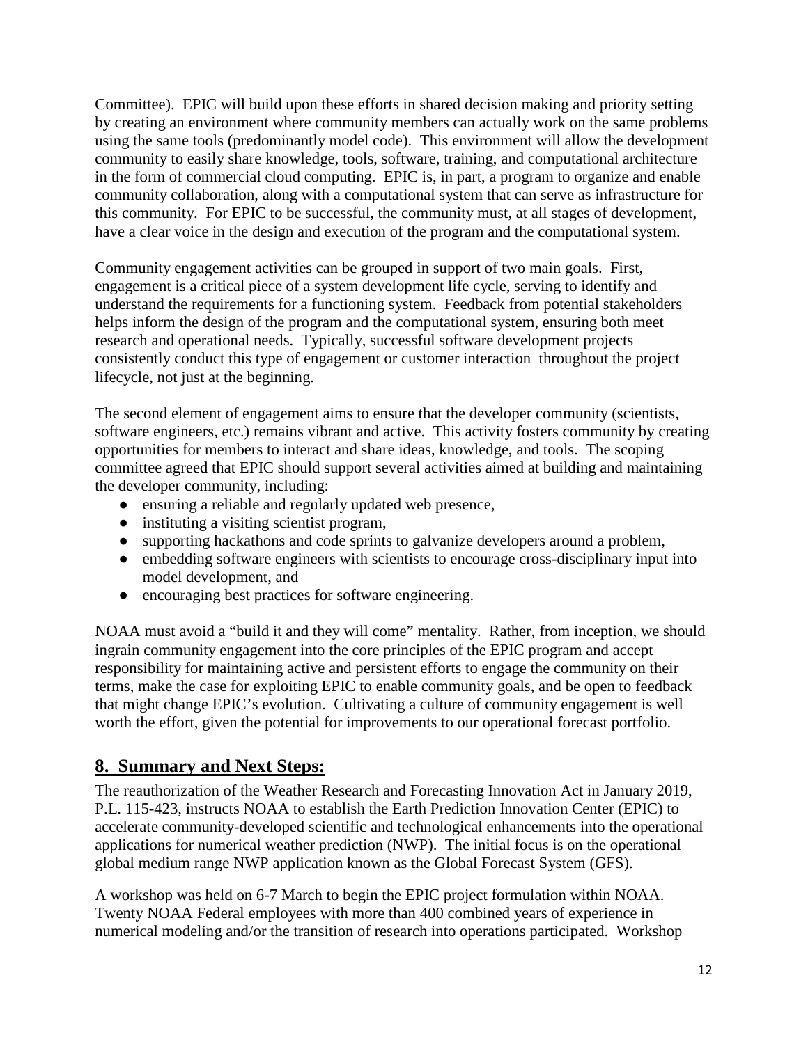Committee). EPIC will build upon these efforts in shared decision making and priority setting by creating an environment where community members can actually work on the same problems using the same tools (predominantly model code). This environment will allow the development community to easily share knowledge, tools, software, training, and computational architecture in the form of commercial cloud computing. EPIC is, in part, a program to organize and enable community collaboration, along with a computational system that can serve as infrastructure for this community. For EPIC to be successful, the community must, at all stages of development, have a clear voice in the design and execution of the program and the computational system.

Community engagement activities can be grouped in support of two main goals. First, engagement is a critical piece of a system development life cycle, serving to identify and understand the requirements for a functioning system. Feedback from potential stakeholders helps inform the design of the program and the computational system, ensuring both meet research and operational needs. Typically, successful software development projects consistently conduct this type of engagement or customer interaction throughout the project lifecycle, not just at the beginning.

The second element of engagement aims to ensure that the developer community (scientists, software engineers, etc.) remains vibrant and active. This activity fosters community by creating opportunities for members to interact and share ideas, knowledge, and tools. The scoping committee agreed that EPIC should support several activities aimed at building and maintaining the developer community, including:

- ensuring a reliable and regularly updated web presence,
- instituting a visiting scientist program,
- supporting hackathons and code sprints to galvanize developers around a problem,
- embedding software engineers with scientists to encourage cross-disciplinary input into model development, and
- encouraging best practices for software engineering.

NOAA must avoid a "build it and they will come" mentality. Rather, from inception, we should ingrain community engagement into the core principles of the EPIC program and accept responsibility for maintaining active and persistent efforts to engage the community on their terms, make the case for exploiting EPIC to enable community goals, and be open to feedback that might change EPIC's evolution. Cultivating a culture of community engagement is well worth the effort, given the potential for improvements to our operational forecast portfolio.

## 8. Summary and Next Steps:

The reauthorization of the Weather Research and Forecasting Innovation Act in January 2019, P.L. 115-423, instructs NOAA to establish the Earth Prediction Innovation Center (EPIC) to accelerate community-developed scientific and technological enhancements into the operational applications for numerical weather prediction (NWP). The initial focus is on the operational global medium range NWP application known as the Global Forecast System (GFS).

A workshop was held on 6-7 March to begin the EPIC project formulation within NOAA. Twenty NOAA Federal employees with more than 400 combined years of experience in numerical modeling and/or the transition of research into operations participated. Workshop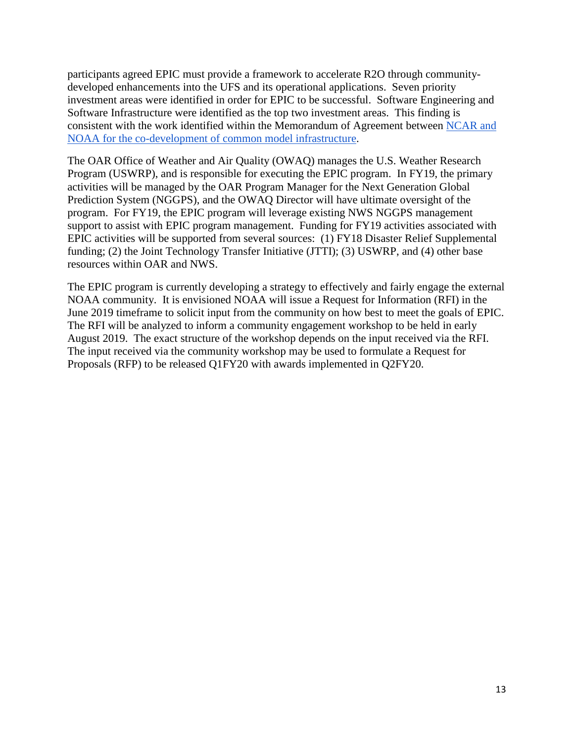participants agreed EPIC must provide a framework to accelerate R2O through community-developed enhancements into the UFS and its operational applications. Seven priority investment areas were identified in order for EPIC to be successful. Software Engineering and Software Infrastructure were identified as the top two investment areas. This finding is consistent with the work identified within the Memorandum of Agreement between NCAR and NOAA for the co-development of common model infrastructure.

The OAR Office of Weather and Air Quality (OWAQ) manages the U.S. Weather Research Program (USWRP), and is responsible for executing the EPIC program. In FY19, the primary activities will be managed by the OAR Program Manager for the Next Generation Global Prediction System (NGGPS), and the OWAQ Director will have ultimate oversight of the program. For FY19, the EPIC program will leverage existing NWS NGGPS management support to assist with EPIC program management. Funding for FY19 activities associated with EPIC activities will be supported from several sources: (1) FY18 Disaster Relief Supplemental funding; (2) the Joint Technology Transfer Initiative (JTTI); (3) USWRP, and (4) other base resources within OAR and NWS.

The EPIC program is currently developing a strategy to effectively and fairly engage the external NOAA community. It is envisioned NOAA will issue a Request for Information (RFI) in the June 2019 timeframe to solicit input from the community on how best to meet the goals of EPIC. The RFI will be analyzed to inform a community engagement workshop to be held in early August 2019. The exact structure of the workshop depends on the input received via the RFI. The input received via the community workshop may be used to formulate a Request for Proposals (RFP) to be released Q1FY20 with awards implemented in Q2FY20.